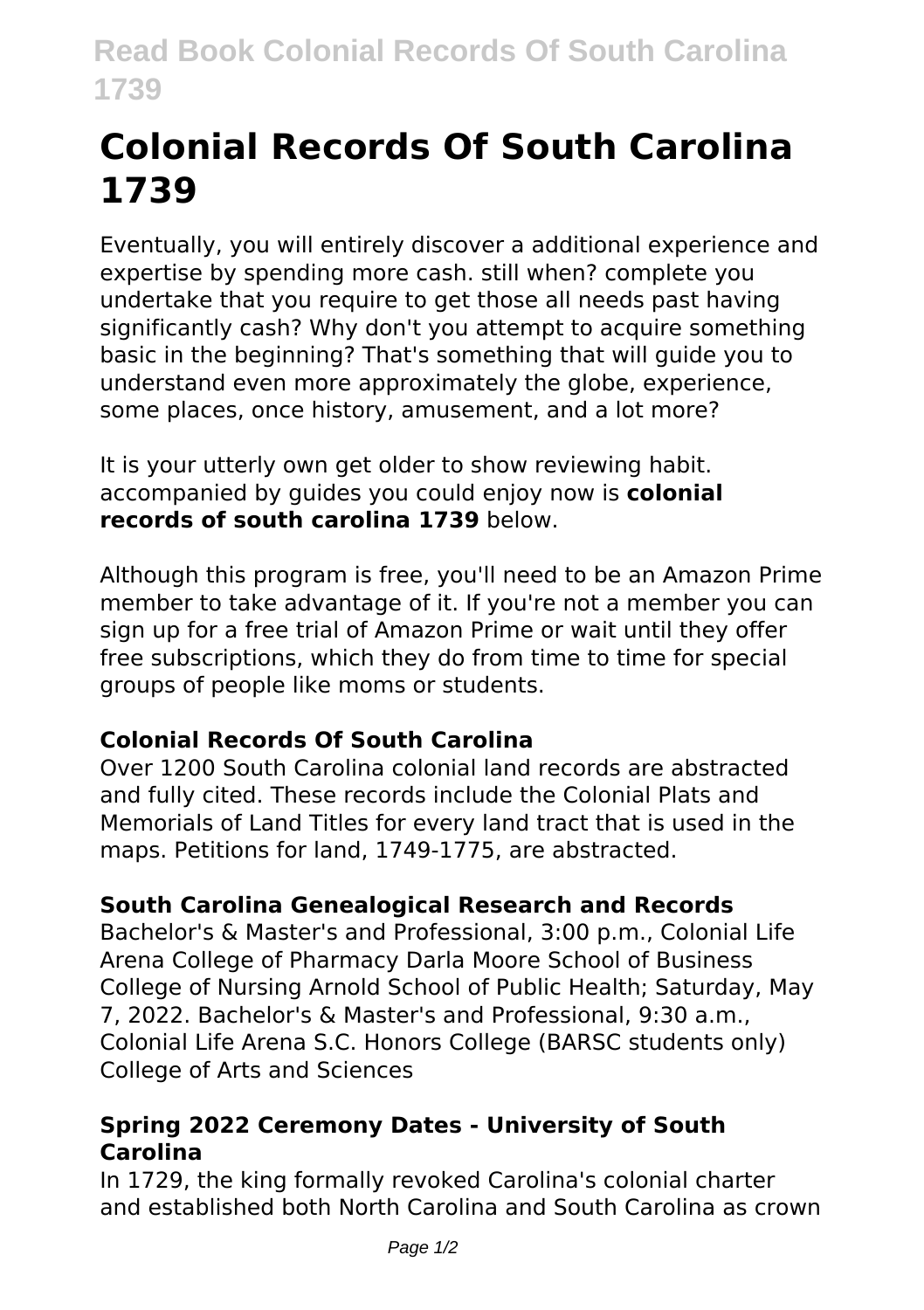# Colonial Records Of South Carolina 1739

Eventually, you will entirely discover a additional experience and expertise by spending more cash. still when? complete you undertake that you require to get those all needs past having significantly cash? Why don't you attempt to acquire something basic in the beginning? That's something that will guide you to understand even more approximately the globe, experience, some places, once history, amusement, and a lot more?

It is your utterly own get older to show reviewing habit. accompanied by guides you could enjoy now is **colonial records of south carolina 1739** below.

Although this program is free, you'll need to be an Amazon Prime member to take advantage of it. If you're not a member you can sign up for a free trial of Amazon Prime or wait until they offer free subscriptions, which they do from time to time for special groups of people like moms or students.

### Colonial Records Of South Carolina

Over 1200 South Carolina colonial land records are abstracted and fully cited. These records include the Colonial Plats and Memorials of Land Titles for every land tract that is used in the maps. Petitions for land, 1749-1775, are abstracted.

### South Carolina Genealogical Research and Records

Bachelor's & Master's and Professional, 3:00 p.m., Colonial Life Arena College of Pharmacy Darla Moore School of Business College of Nursing Arnold School of Public Health; Saturday, May 7, 2022. Bachelor's & Master's and Professional, 9:30 a.m., Colonial Life Arena S.C. Honors College (BARSC students only) College of Arts and Sciences

### Spring 2022 Ceremony Dates - University of South Carolina

In 1729, the king formally revoked Carolina's colonial charter and established both North Carolina and South Carolina as crown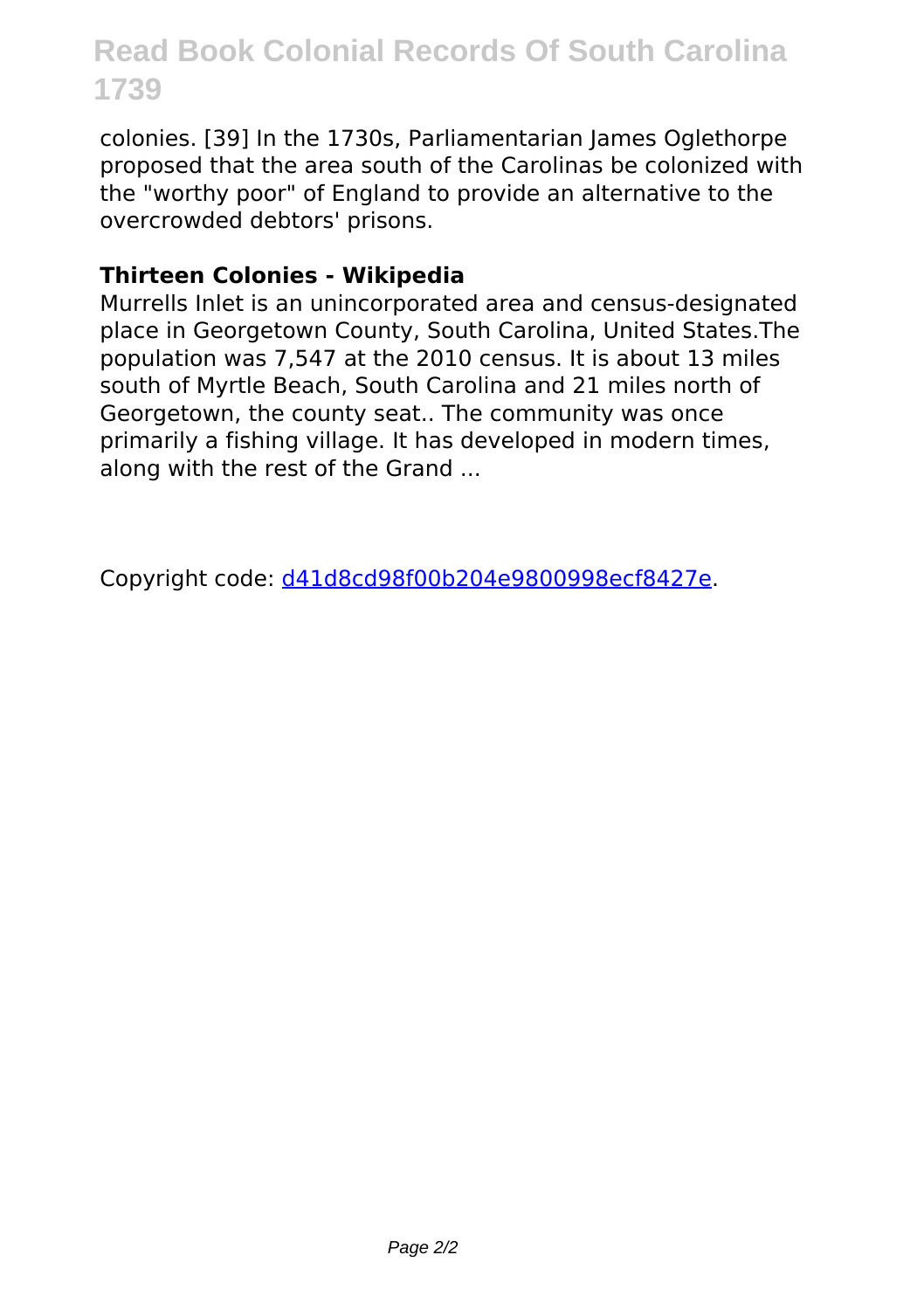colonies. [39] In the 1730s, Parliamentarian James Oglethorpe proposed that the area south of the Carolinas be colonized with the "worthy poor" of England to provide an alternative to the overcrowded debtors' prisons.

**Thirteen Colonies - Wikipedia**

Murrells Inlet is an unincorporated area and census-designated place in Georgetown County, South Carolina, United States.The population was 7,547 at the 2010 census. It is about 13 miles south of Myrtle Beach, South Carolina and 21 miles north of Georgetown, the county seat.. The community was once primarily a fishing village. It has developed in modern times, along with the rest of the Grand ...

Copyright code: d41d8cd98f00b204e9800998ecf8427e.